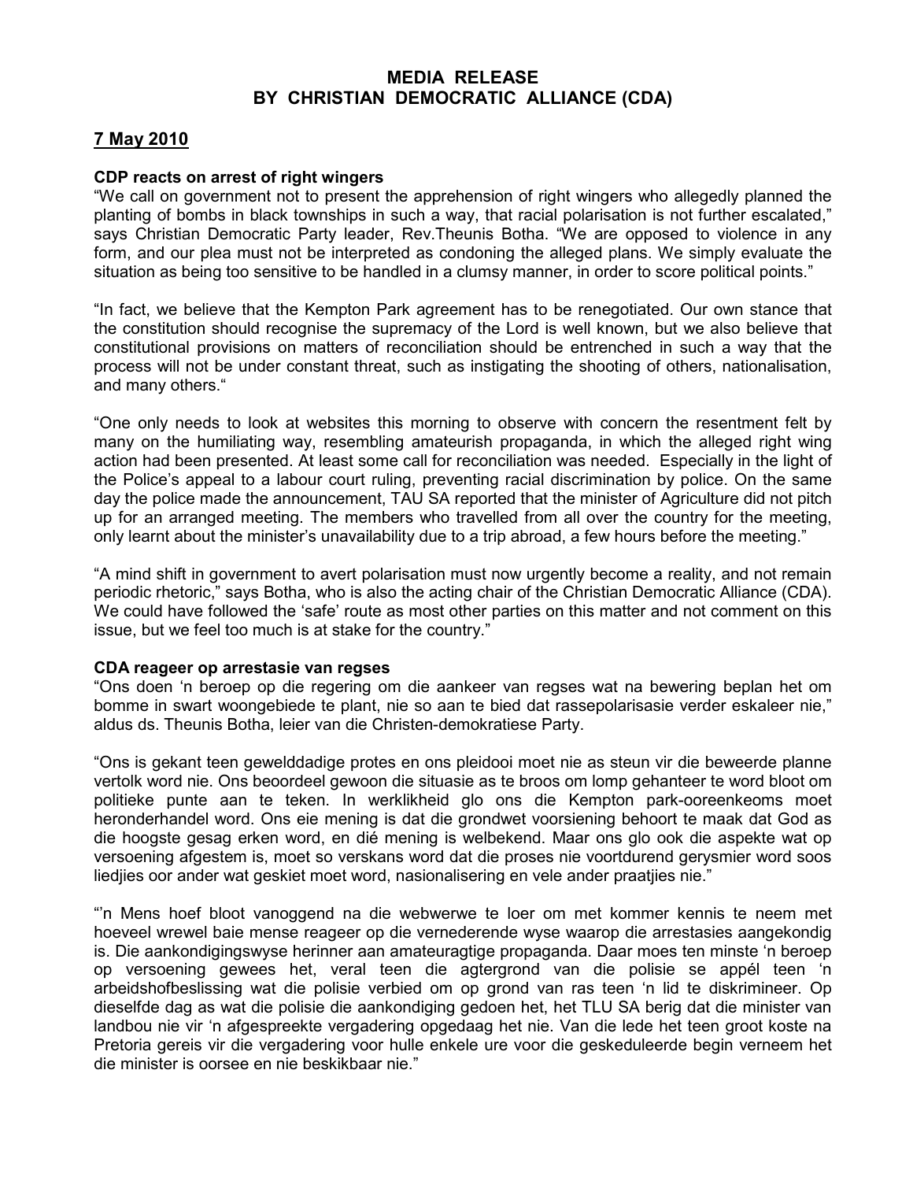# MEDIA RELEASE
# BY CHRISTIAN DEMOCRATIC ALLIANCE (CDA)

## 7 May 2010

**CDP reacts on arrest of right wingers**

"We call on government not to present the apprehension of right wingers who allegedly planned the planting of bombs in black townships in such a way, that racial polarisation is not further escalated," says Christian Democratic Party leader, Rev.Theunis Botha. "We are opposed to violence in any form, and our plea must not be interpreted as condoning the alleged plans. We simply evaluate the situation as being too sensitive to be handled in a clumsy manner, in order to score political points."

"In fact, we believe that the Kempton Park agreement has to be renegotiated. Our own stance that the constitution should recognise the supremacy of the Lord is well known, but we also believe that constitutional provisions on matters of reconciliation should be entrenched in such a way that the process will not be under constant threat, such as instigating the shooting of others, nationalisation, and many others."

"One only needs to look at websites this morning to observe with concern the resentment felt by many on the humiliating way, resembling amateurish propaganda, in which the alleged right wing action had been presented. At least some call for reconciliation was needed. Especially in the light of the Police's appeal to a labour court ruling, preventing racial discrimination by police. On the same day the police made the announcement, TAU SA reported that the minister of Agriculture did not pitch up for an arranged meeting. The members who travelled from all over the country for the meeting, only learnt about the minister's unavailability due to a trip abroad, a few hours before the meeting."

"A mind shift in government to avert polarisation must now urgently become a reality, and not remain periodic rhetoric," says Botha, who is also the acting chair of the Christian Democratic Alliance (CDA). We could have followed the 'safe' route as most other parties on this matter and not comment on this issue, but we feel too much is at stake for the country."

**CDA reageer op arrestasie van regses**

"Ons doen 'n beroep op die regering om die aankeer van regses wat na bewering beplan het om bomme in swart woongebiede te plant, nie so aan te bied dat rassepolarisasie verder eskaleer nie," aldus ds. Theunis Botha, leier van die Christen-demokratiese Party.

"Ons is gekant teen gewelddadige protes en ons pleidooi moet nie as steun vir die beweerde planne vertolk word nie. Ons beoordeel gewoon die situasie as te broos om lomp gehanteer te word bloot om politieke punte aan te teken. In werklikheid glo ons die Kempton park-ooreenkeoms moet heronderhandel word. Ons eie mening is dat die grondwet voorsiening behoort te maak dat God as die hoogste gesag erken word, en dié mening is welbekend. Maar ons glo ook die aspekte wat op versoening afgestem is, moet so verskans word dat die proses nie voortdurend gerysmier word soos liedjies oor ander wat geskiet moet word, nasionalisering en vele ander praatjies nie."

"'n Mens hoef bloot vanoggend na die webwerwe te loer om met kommer kennis te neem met hoeveel wrewel baie mense reageer op die vernederende wyse waarop die arrestasies aangekondig is. Die aankondigingswyse herinner aan amateuragtige propaganda. Daar moes ten minste 'n beroep op versoening gewees het, veral teen die agtergrond van die polisie se appél teen 'n arbeidshofbeslissing wat die polisie verbied om op grond van ras teen 'n lid te diskrimineer. Op dieselfde dag as wat die polisie die aankondiging gedoen het, het TLU SA berig dat die minister van landbou nie vir 'n afgespreekte vergadering opgedaag het nie. Van die lede het teen groot koste na Pretoria gereis vir die vergadering voor hulle enkele ure voor die geskeduleerde begin verneem het die minister is oorsee en nie beskikbaar nie."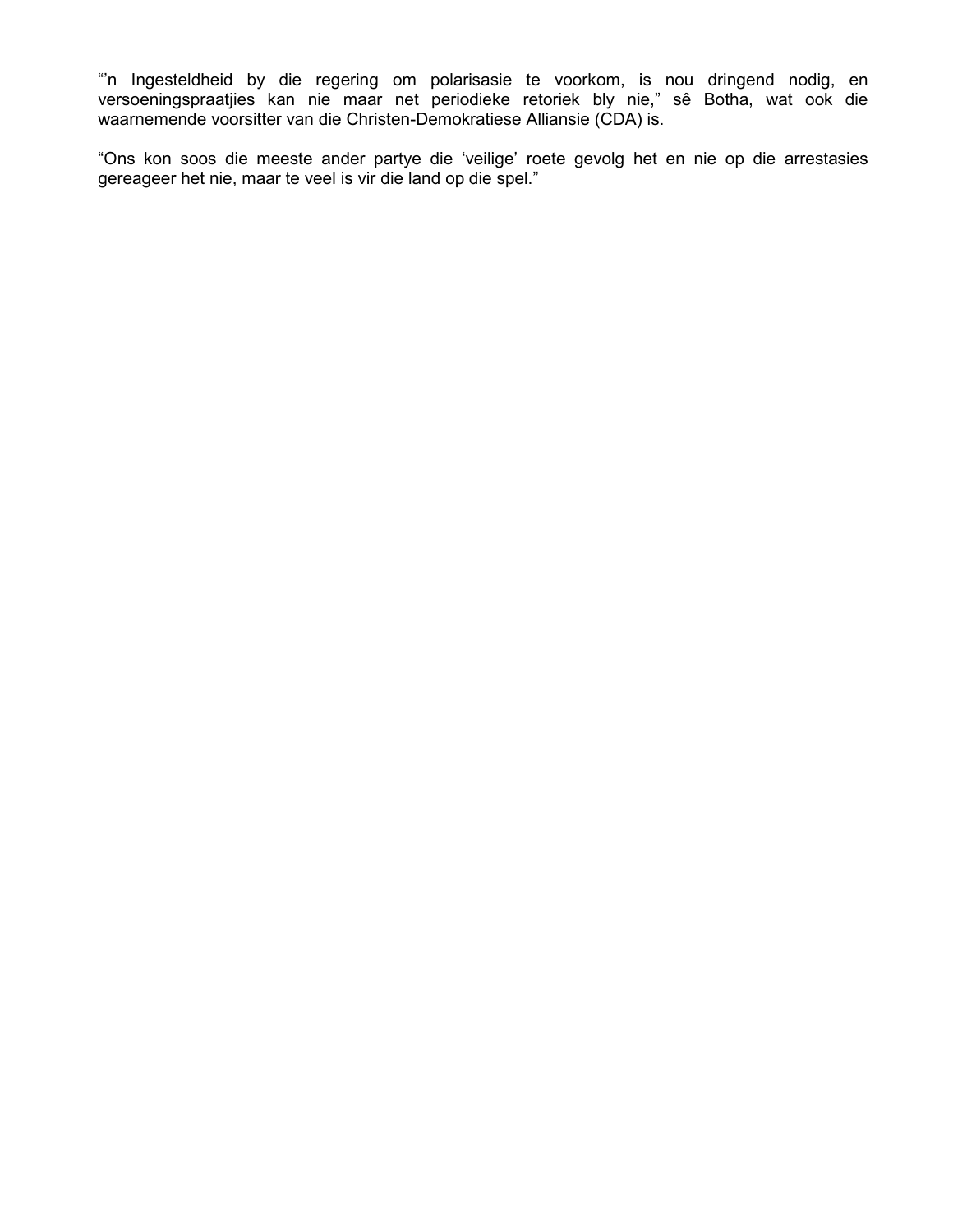“’n Ingesteldheid by die regering om polarisasie te voorkom, is nou dringend nodig, en versoeningspraatjies kan nie maar net periodieke retoriek bly nie,” sê Botha, wat ook die waarnemende voorsitter van die Christen-Demokratiese Alliansie (CDA) is.

“Ons kon soos die meeste ander partye die ‘veilige’ roete gevolg het en nie op die arrestasies gereageer het nie, maar te veel is vir die land op die spel.”